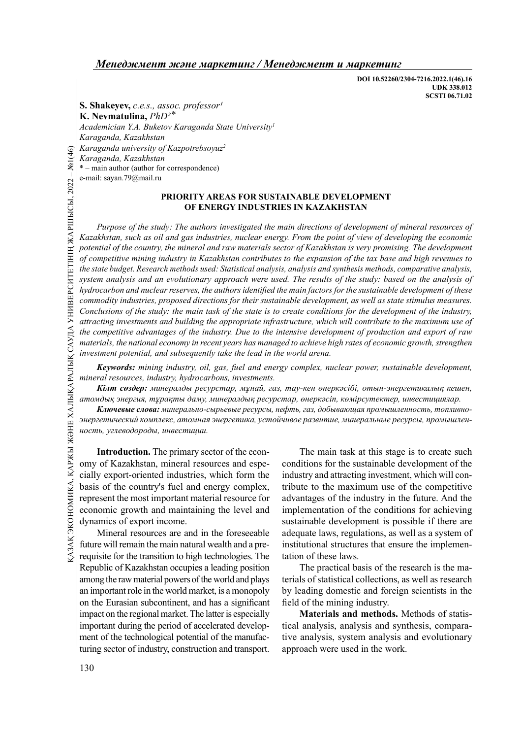DOI 10.52260/2304-7216.2022.1(46).16
UDK 338.012
SCSTI 06.71.02

**S. Shakeyev,** *c.e.s., assoc. professor*[1]
**K. Nevmatulina,** *PhD*[2]*
*Academician Y.A. Buketov Karaganda State University*[1]
*Karaganda, Kazakhstan*
*Karaganda university of Kazpotrebsoyuz*[2]
*Karaganda, Kazakhstan*
* – main author (author for correspondence)
e-mail: sayan.79@mail.ru

# PRIORITY AREAS FOR SUSTAINABLE DEVELOPMENT OF ENERGY INDUSTRIES IN KAZAKHSTAN

*Purpose of the study: The authors investigated the main directions of development of mineral resources of Kazakhstan, such as oil and gas industries, nuclear energy. From the point of view of developing the economic potential of the country, the mineral and raw materials sector of Kazakhstan is very promising. The development of competitive mining industry in Kazakhstan contributes to the expansion of the tax base and high revenues to the state budget. Research methods used: Statistical analysis, analysis and synthesis methods, comparative analysis, system analysis and an evolutionary approach were used. The results of the study: based on the analysis of hydrocarbon and nuclear reserves, the authors identified the main factors for the sustainable development of these commodity industries, proposed directions for their sustainable development, as well as state stimulus measures. Conclusions of the study: the main task of the state is to create conditions for the development of the industry, attracting investments and building the appropriate infrastructure, which will contribute to the maximum use of the competitive advantages of the industry. Due to the intensive development of production and export of raw materials, the national economy in recent years has managed to achieve high rates of economic growth, strengthen investment potential, and subsequently take the lead in the world arena.*

***Keywords:*** *mining industry, oil, gas, fuel and energy complex, nuclear power, sustainable development, mineral resources, industry, hydrocarbons, investments.*

***Кілт сөздер:*** *минералды ресурстар, мұнай, газ, тау-кен өнеркәсібі, отын-энергетикалық кешен, атомдық энергия, тұрақты даму, минералдық ресурстар, өнеркәсіп, көмірсутектер, инвестициялар.*

***Ключевые слова:*** *минерально-сырьевые ресурсы, нефть, газ, добывающая промышленность, топливно-энергетический комплекс, атомная энергетика, устойчивое развитие, минеральные ресурсы, промышленность, углеводороды, инвестиции.*

**Introduction.** The primary sector of the economy of Kazakhstan, mineral resources and especially export-oriented industries, which form the basis of the country's fuel and energy complex, represent the most important material resource for economic growth and maintaining the level and dynamics of export income.

Mineral resources are and in the foreseeable future will remain the main natural wealth and a prerequisite for the transition to high technologies. The Republic of Kazakhstan occupies a leading position among the raw material powers of the world and plays an important role in the world market, is a monopoly on the Eurasian subcontinent, and has a significant impact on the regional market. The latter is especially important during the period of accelerated development of the technological potential of the manufacturing sector of industry, construction and transport.

The main task at this stage is to create such conditions for the sustainable development of the industry and attracting investment, which will contribute to the maximum use of the competitive advantages of the industry in the future. And the implementation of the conditions for achieving sustainable development is possible if there are adequate laws, regulations, as well as a system of institutional structures that ensure the implementation of these laws.

The practical basis of the research is the materials of statistical collections, as well as research by leading domestic and foreign scientists in the field of the mining industry.

**Materials and methods.** Methods of statistical analysis, analysis and synthesis, comparative analysis, system analysis and evolutionary approach were used in the work.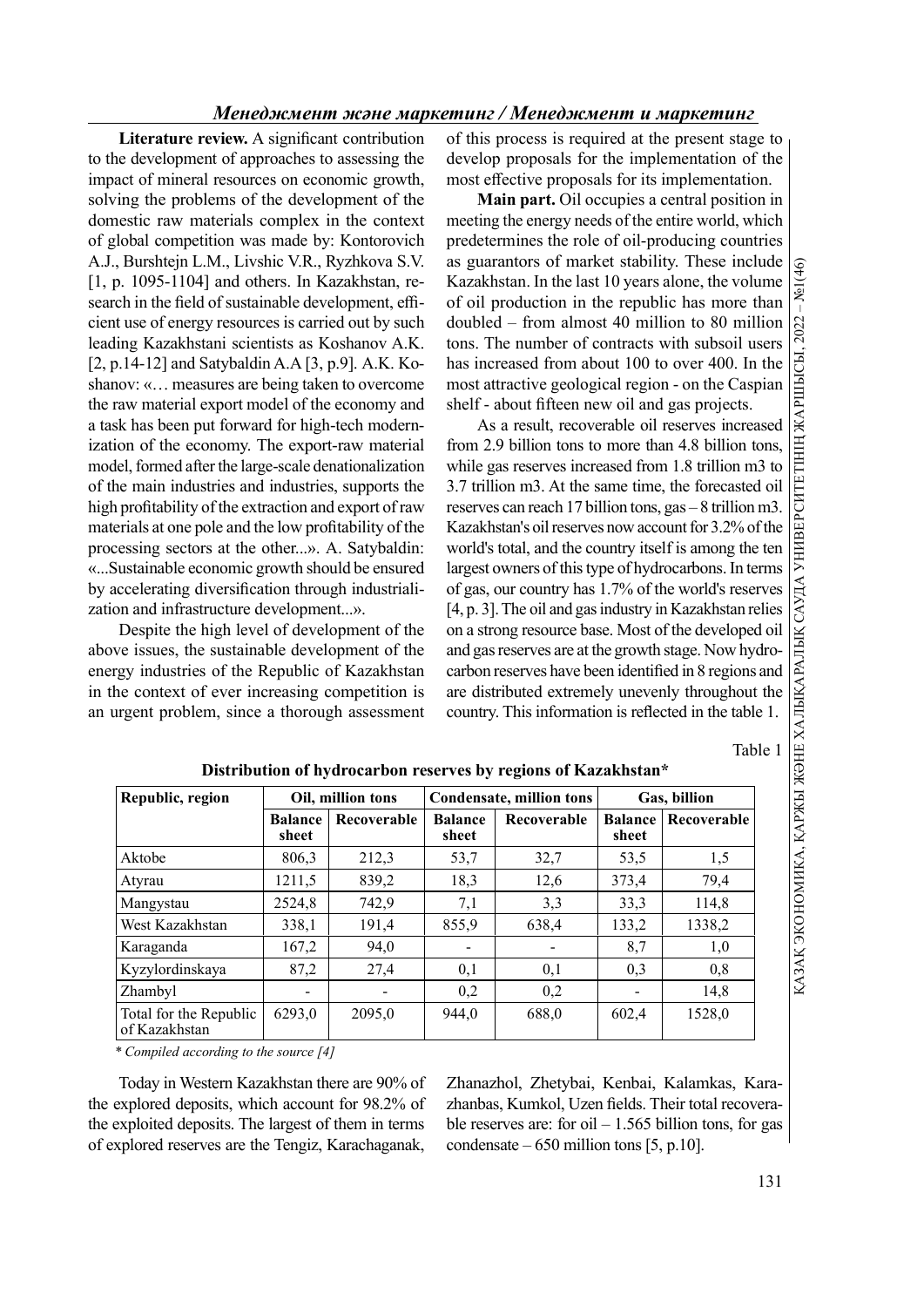**Literature review.** A significant contribution to the development of approaches to assessing the impact of mineral resources on economic growth, solving the problems of the development of the domestic raw materials complex in the context of global competition was made by: Kontorovich A.J., Burshtejn L.M., Livshic V.R., Ryzhkova S.V. [1, p. 1095-1104] and others. In Kazakhstan, research in the field of sustainable development, efficient use of energy resources is carried out by such leading Kazakhstani scientists as Koshanov A.K. [2, p.14-12] and Satybaldin A.A [3, p.9]. A.K. Koshanov: «… measures are being taken to overcome the raw material export model of the economy and a task has been put forward for high-tech modernization of the economy. The export-raw material model, formed after the large-scale denationalization of the main industries and industries, supports the high profitability of the extraction and export of raw materials at one pole and the low profitability of the processing sectors at the other...». A. Satybaldin: «...Sustainable economic growth should be ensured by accelerating diversification through industrialization and infrastructure development...».

Despite the high level of development of the above issues, the sustainable development of the energy industries of the Republic of Kazakhstan in the context of ever increasing competition is an urgent problem, since a thorough assessment of this process is required at the present stage to develop proposals for the implementation of the most effective proposals for its implementation.

**Main part.** Oil occupies a central position in meeting the energy needs of the entire world, which predetermines the role of oil-producing countries as guarantors of market stability. These include Kazakhstan. In the last 10 years alone, the volume of oil production in the republic has more than doubled – from almost 40 million to 80 million tons. The number of contracts with subsoil users has increased from about 100 to over 400. In the most attractive geological region - on the Caspian shelf - about fifteen new oil and gas projects.

As a result, recoverable oil reserves increased from 2.9 billion tons to more than 4.8 billion tons, while gas reserves increased from 1.8 trillion m3 to 3.7 trillion m3. At the same time, the forecasted oil reserves can reach 17 billion tons, gas – 8 trillion m3. Kazakhstan's oil reserves now account for 3.2% of the world's total, and the country itself is among the ten largest owners of this type of hydrocarbons. In terms of gas, our country has 1.7% of the world's reserves [4, p. 3]. The oil and gas industry in Kazakhstan relies on a strong resource base. Most of the developed oil and gas reserves are at the growth stage. Now hydrocarbon reserves have been identified in 8 regions and are distributed extremely unevenly throughout the country. This information is reflected in the table 1.

Table 1

**Distribution of hydrocarbon reserves by regions of Kazakhstan***

| Republic, region | Oil, million tons | | Condensate, million tons | | Gas, billion | |
|---|---|---|---|---|---|---|
| | Balance sheet | Recoverable | Balance sheet | Recoverable | Balance sheet | Recoverable |
| Aktobe | 806,3 | 212,3 | 53,7 | 32,7 | 53,5 | 1,5 |
| Atyrau | 1211,5 | 839,2 | 18,3 | 12,6 | 373,4 | 79,4 |
| Mangystau | 2524,8 | 742,9 | 7,1 | 3,3 | 33,3 | 114,8 |
| West Kazakhstan | 338,1 | 191,4 | 855,9 | 638,4 | 133,2 | 1338,2 |
| Karaganda | 167,2 | 94,0 | - | - | 8,7 | 1,0 |
| Kyzylordinskaya | 87,2 | 27,4 | 0,1 | 0,1 | 0,3 | 0,8 |
| Zhambyl | - | - | 0,2 | 0,2 | - | 14,8 |
| Total for the Republic of Kazakhstan | 6293,0 | 2095,0 | 944,0 | 688,0 | 602,4 | 1528,0 |

*\* Compiled according to the source [4]*

Today in Western Kazakhstan there are 90% of the explored deposits, which account for 98.2% of the exploited deposits. The largest of them in terms of explored reserves are the Tengiz, Karachaganak, Zhanazhol, Zhetybai, Kenbai, Kalamkas, Karazhanbas, Kumkol, Uzen fields. Their total recoverable reserves are: for oil – 1.565 billion tons, for gas condensate – 650 million tons [5, p.10].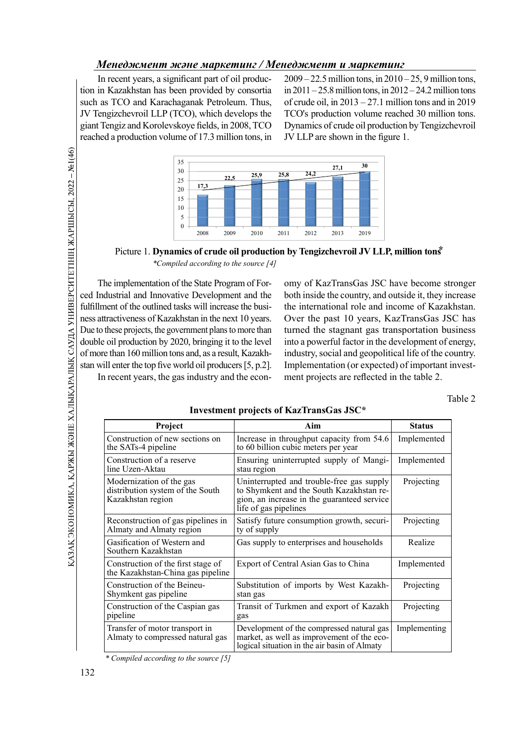In recent years, a significant part of oil production in Kazakhstan has been provided by consortia such as TCO and Karachaganak Petroleum. Thus, JV Tengizchevroil LLP (TCO), which develops the giant Tengiz and Korolevskoye fields, in 2008, TCO reached a production volume of 17.3 million tons, in 2009 – 22.5 million tons, in 2010 – 25, 9 million tons, in 2011 – 25.8 million tons, in 2012 – 24.2 million tons of crude oil, in 2013 – 27.1 million tons and in 2019 TCO's production volume reached 30 million tons. Dynamics of crude oil production by Tengizchevroil JV LLP are shown in the figure 1.

| Year | 2008 | 2009 | 2010 | 2011 | 2012 | 2013 | 2019 |
|---|---|---|---|---|---|---|---|
| Million tons | 17,3 | 22,5 | 25,9 | 25,8 | 24,2 | 27,1 | 30 |

Picture 1. **Dynamics of crude oil production by Tengizchevroil JV LLP, million tons***

*\*Compiled according to the source [4]*

The implementation of the State Program of Forced Industrial and Innovative Development and the fulfillment of the outlined tasks will increase the business attractiveness of Kazakhstan in the next 10 years. Due to these projects, the government plans to more than double oil production by 2020, bringing it to the level of more than 160 million tons and, as a result, Kazakhstan will enter the top five world oil producers [5, p.2].

In recent years, the gas industry and the economy of KazTransGas JSC have become stronger both inside the country, and outside it, they increase the international role and income of Kazakhstan. Over the past 10 years, KazTransGas JSC has turned the stagnant gas transportation business into a powerful factor in the development of energy, industry, social and geopolitical life of the country. Implementation (or expected) of important investment projects are reflected in the table 2.

Table 2

**Investment projects of KazTransGas JSC***

| Project | Aim | Status |
|---|---|---|
| Construction of new sections on the SATs-4 pipeline | Increase in throughput capacity from 54.6 to 60 billion cubic meters per year | Implemented |
| Construction of a reserve line Uzen-Aktau | Ensuring uninterrupted supply of Mangistau region | Implemented |
| Modernization of the gas distribution system of the South Kazakhstan region | Uninterrupted and trouble-free gas supply to Shymkent and the South Kazakhstan region, an increase in the guaranteed service life of gas pipelines | Projecting |
| Reconstruction of gas pipelines in Almaty and Almaty region | Satisfy future consumption growth, security of supply | Projecting |
| Gasification of Western and Southern Kazakhstan | Gas supply to enterprises and households | Realize |
| Construction of the first stage of the Kazakhstan-China gas pipeline | Export of Central Asian Gas to China | Implemented |
| Construction of the Beineu-Shymkent gas pipeline | Substitution of imports by West Kazakhstan gas | Projecting |
| Construction of the Caspian gas pipeline | Transit of Turkmen and export of Kazakh gas | Projecting |
| Transfer of motor transport in Almaty to compressed natural gas | Development of the compressed natural gas market, as well as improvement of the ecological situation in the air basin of Almaty | Implementing |

*\* Compiled according to the source [5]*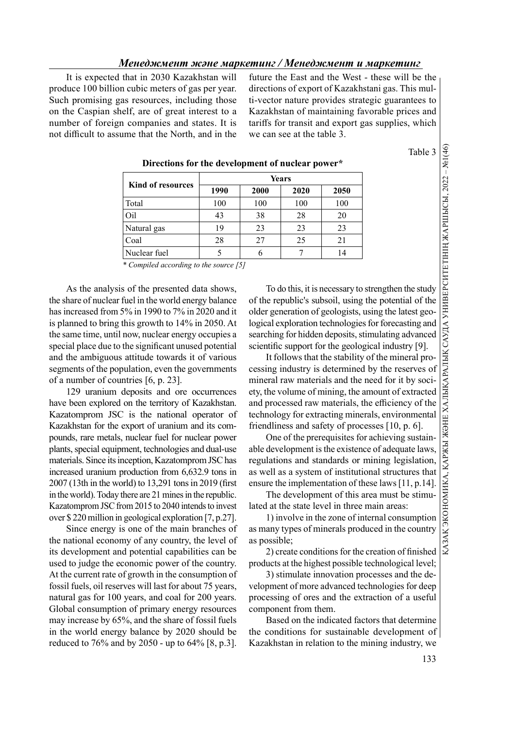It is expected that in 2030 Kazakhstan will produce 100 billion cubic meters of gas per year. Such promising gas resources, including those on the Caspian shelf, are of great interest to a number of foreign companies and states. It is not difficult to assume that the North, and in the future the East and the West - these will be the directions of export of Kazakhstani gas. This multi-vector nature provides strategic guarantees to Kazakhstan of maintaining favorable prices and tariffs for transit and export gas supplies, which we can see at the table 3.

Table 3

**Directions for the development of nuclear power***

| Kind of resources | Years | | | |
|---|---|---|---|---|
| | 1990 | 2000 | 2020 | 2050 |
| Total | 100 | 100 | 100 | 100 |
| Oil | 43 | 38 | 28 | 20 |
| Natural gas | 19 | 23 | 23 | 23 |
| Coal | 28 | 27 | 25 | 21 |
| Nuclear fuel | 5 | 6 | 7 | 14 |

*\* Compiled according to the source [5]*

As the analysis of the presented data shows, the share of nuclear fuel in the world energy balance has increased from 5% in 1990 to 7% in 2020 and it is planned to bring this growth to 14% in 2050. At the same time, until now, nuclear energy occupies a special place due to the significant unused potential and the ambiguous attitude towards it of various segments of the population, even the governments of a number of countries [6, p. 23].

129 uranium deposits and ore occurrences have been explored on the territory of Kazakhstan. Kazatomprom JSC is the national operator of Kazakhstan for the export of uranium and its compounds, rare metals, nuclear fuel for nuclear power plants, special equipment, technologies and dual-use materials. Since its inception, Kazatomprom JSC has increased uranium production from 6,632.9 tons in 2007 (13th in the world) to 13,291 tons in 2019 (first in the world). Today there are 21 mines in the republic. Kazatomprom JSC from 2015 to 2040 intends to invest over $ 220 million in geological exploration [7, p.27].

Since energy is one of the main branches of the national economy of any country, the level of its development and potential capabilities can be used to judge the economic power of the country. At the current rate of growth in the consumption of fossil fuels, oil reserves will last for about 75 years, natural gas for 100 years, and coal for 200 years. Global consumption of primary energy resources may increase by 65%, and the share of fossil fuels in the world energy balance by 2020 should be reduced to 76% and by 2050 - up to 64% [8, p.3].

To do this, it is necessary to strengthen the study of the republic's subsoil, using the potential of the older generation of geologists, using the latest geological exploration technologies for forecasting and searching for hidden deposits, stimulating advanced scientific support for the geological industry [9].

It follows that the stability of the mineral processing industry is determined by the reserves of mineral raw materials and the need for it by society, the volume of mining, the amount of extracted and processed raw materials, the efficiency of the technology for extracting minerals, environmental friendliness and safety of processes [10, p. 6].

One of the prerequisites for achieving sustainable development is the existence of adequate laws, regulations and standards or mining legislation, as well as a system of institutional structures that ensure the implementation of these laws [11, p.14].

The development of this area must be stimulated at the state level in three main areas:

1) involve in the zone of internal consumption as many types of minerals produced in the country as possible;

2) create conditions for the creation of finished products at the highest possible technological level;

3) stimulate innovation processes and the development of more advanced technologies for deep processing of ores and the extraction of a useful component from them.

Based on the indicated factors that determine the conditions for sustainable development of Kazakhstan in relation to the mining industry, we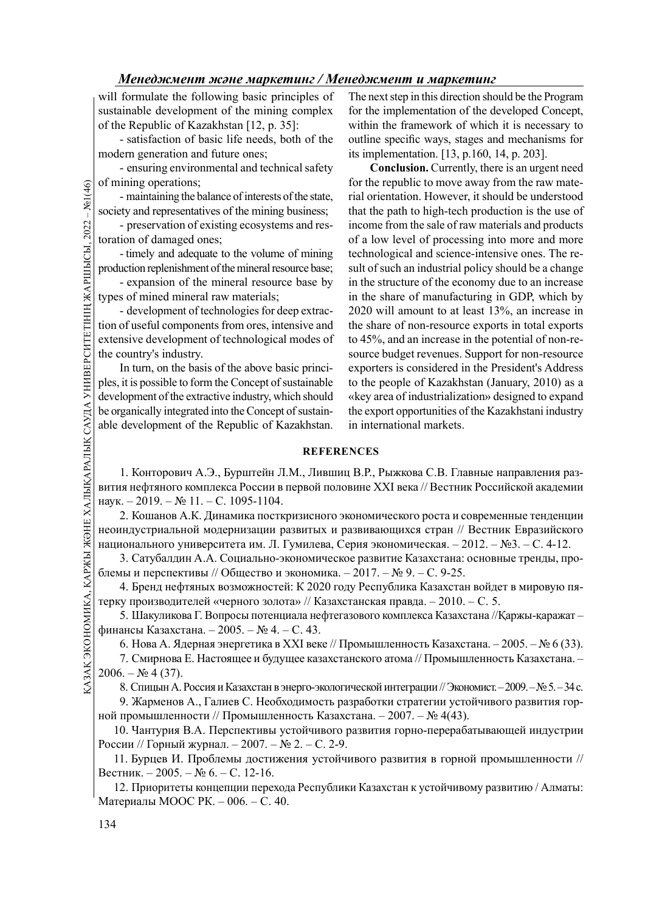will formulate the following basic principles of sustainable development of the mining complex of the Republic of Kazakhstan [12, p. 35]:

- satisfaction of basic life needs, both of the modern generation and future ones;
- ensuring environmental and technical safety of mining operations;
- maintaining the balance of interests of the state, society and representatives of the mining business;
- preservation of existing ecosystems and restoration of damaged ones;
- timely and adequate to the volume of mining production replenishment of the mineral resource base;
- expansion of the mineral resource base by types of mined mineral raw materials;
- development of technologies for deep extraction of useful components from ores, intensive and extensive development of technological modes of the country's industry.

In turn, on the basis of the above basic principles, it is possible to form the Concept of sustainable development of the extractive industry, which should be organically integrated into the Concept of sustainable development of the Republic of Kazakhstan. The next step in this direction should be the Program for the implementation of the developed Concept, within the framework of which it is necessary to outline specific ways, stages and mechanisms for its implementation. [13, p.160, 14, p. 203].

**Conclusion.** Currently, there is an urgent need for the republic to move away from the raw material orientation. However, it should be understood that the path to high-tech production is the use of income from the sale of raw materials and products of a low level of processing into more and more technological and science-intensive ones. The result of such an industrial policy should be a change in the structure of the economy due to an increase in the share of manufacturing in GDP, which by 2020 will amount to at least 13%, an increase in the share of non-resource exports in total exports to 45%, and an increase in the potential of non-resource budget revenues. Support for non-resource exporters is considered in the President's Address to the people of Kazakhstan (January, 2010) as a «key area of industrialization» designed to expand the export opportunities of the Kazakhstani industry in international markets.

## REFERENCES

1. Конторович А.Э., Бурштейн Л.М., Лившиц В.Р., Рыжкова С.В. Главные направления развития нефтяного комплекса России в первой половине XXI века // Вестник Российской академии наук. – 2019. – № 11. – С. 1095-1104.
2. Кошанов А.К. Динамика посткризисного экономического роста и современные тенденции неоиндустриальной модернизации развитых и развивающихся стран // Вестник Евразийского национального университета им. Л. Гумилева, Серия экономическая. – 2012. – №3. – С. 4-12.
3. Сатубалдин А.А. Социально-экономическое развитие Казахстана: основные тренды, проблемы и перспективы // Общество и экономика. – 2017. – № 9. – С. 9-25.
4. Бренд нефтяных возможностей: К 2020 году Республика Казахстан войдет в мировую пятерку производителей «черного золота» // Казахстанская правда. – 2010. – С. 5.
5. Шакуликова Г. Вопросы потенциала нефтегазового комплекса Казахстана //Қаржы-қаражат – финансы Казахстана. – 2005. – № 4. – С. 43.
6. Нова А. Ядерная энергетика в XXI веке // Промышленность Казахстана. – 2005. – № 6 (33).
7. Смирнова Е. Настоящее и будущее казахстанского атома // Промышленность Казахстана. – 2006. – № 4 (37).
8. Спицын А. Россия и Казахстан в энерго-экологической интеграции // Экономист. – 2009. – № 5. – 34 с.
9. Жарменов А., Галиев С. Необходимость разработки стратегии устойчивого развития горной промышленности // Промышленность Казахстана. – 2007. – № 4(43).
10. Чантурия В.А. Перспективы устойчивого развития горно-перерабатывающей индустрии России // Горный журнал. – 2007. – № 2. – С. 2-9.
11. Бурцев И. Проблемы достижения устойчивого развития в горной промышленности // Вестник. – 2005. – № 6. – С. 12-16.
12. Приоритеты концепции перехода Республики Казахстан к устойчивому развитию / Алматы: Материалы МООС РК. – 006. – С. 40.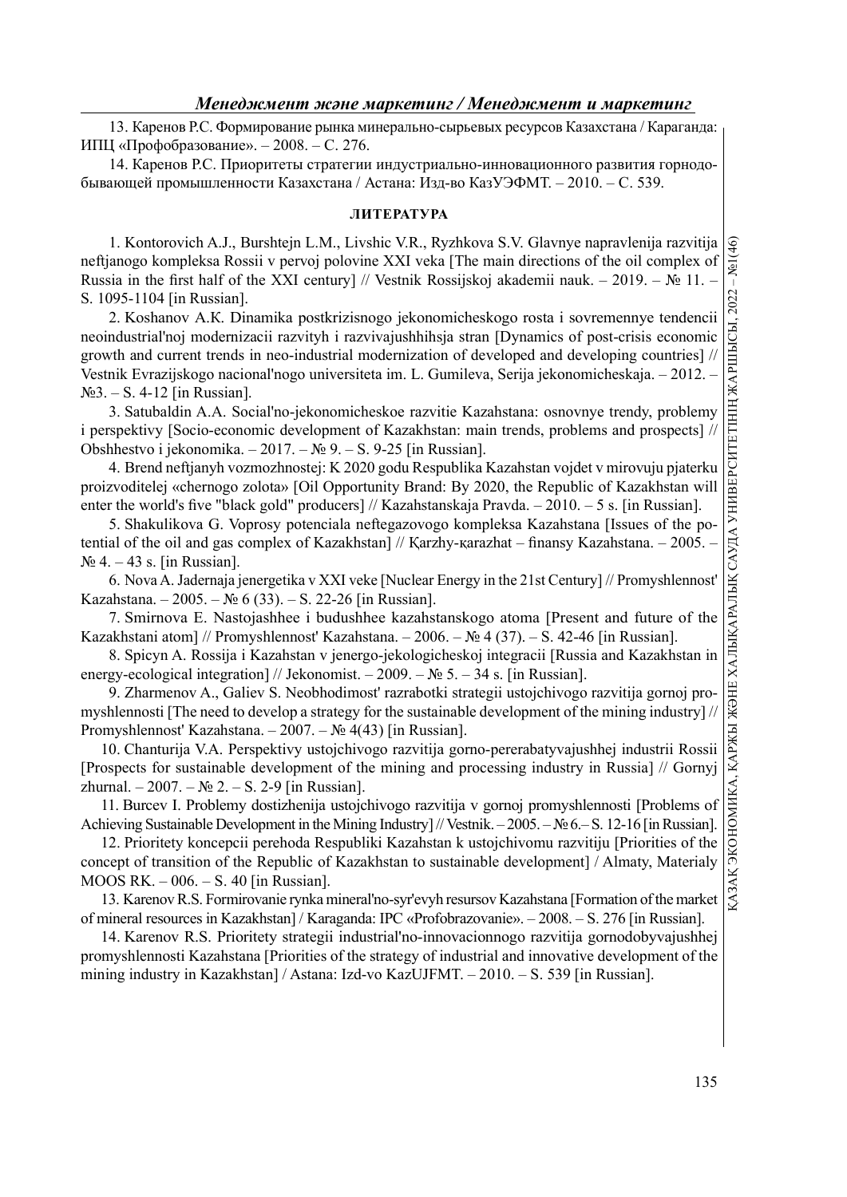13. Каренов Р.С. Формирование рынка минерально-сырьевых ресурсов Казахстана / Караганда: ИПЦ «Профобразование». – 2008. – С. 276.

14. Каренов Р.С. Приоритеты стратегии индустриально-инновационного развития горнодобывающей промышленности Казахстана / Астана: Изд-во КазУЭФМТ. – 2010. – С. 539.

**ЛИТЕРАТУРА**

1. Kontorovich A.J., Burshtejn L.M., Livshic V.R., Ryzhkova S.V. Glavnye napravlenija razvitija neftjanogo kompleksa Rossii v pervoj polovine XXI veka [The main directions of the oil complex of Russia in the first half of the XXI century] // Vestnik Rossijskoj akademii nauk. – 2019. – № 11. – S. 1095-1104 [in Russian].

2. Koshanov A.K. Dinamika postkrizisnogo jekonomicheskogo rosta i sovremennye tendencii neoindustrial'noj modernizacii razvityh i razvivajushhihsja stran [Dynamics of post-crisis economic growth and current trends in neo-industrial modernization of developed and developing countries] // Vestnik Evrazijskogo nacional'nogo universiteta im. L. Gumileva, Serija jekonomicheskaja. – 2012. – №3. – S. 4-12 [in Russian].

3. Satubaldin A.A. Social'no-jekonomicheskoe razvitie Kazahstana: osnovnye trendy, problemy i perspektivy [Socio-economic development of Kazakhstan: main trends, problems and prospects] // Obshhestvo i jekonomika. – 2017. – № 9. – S. 9-25 [in Russian].

4. Brend neftjanyh vozmozhnostej: K 2020 godu Respublika Kazahstan vojdet v mirovuju pjaterku proizvoditelej «chernogo zolota» [Oil Opportunity Brand: By 2020, the Republic of Kazakhstan will enter the world's five "black gold" producers] // Kazahstanskaja Pravda. – 2010. – 5 s. [in Russian].

5. Shakulikova G. Voprosy potenciala neftegazovogo kompleksa Kazahstana [Issues of the potential of the oil and gas complex of Kazakhstan] // Қarzhy-қarazhat – finansy Kazahstana. – 2005. – № 4. – 43 s. [in Russian].

6. Nova A. Jadernaja jenergetika v XXI veke [Nuclear Energy in the 21st Century] // Promyshlennost' Kazahstana. – 2005. – № 6 (33). – S. 22-26 [in Russian].

7. Smirnova E. Nastojashhee i budushhee kazahstanskogo atoma [Present and future of the Kazakhstani atom] // Promyshlennost' Kazahstana. – 2006. – № 4 (37). – S. 42-46 [in Russian].

8. Spicyn A. Rossija i Kazahstan v jenergo-jekologicheskoj integracii [Russia and Kazakhstan in energy-ecological integration] // Jekonomist. – 2009. – № 5. – 34 s. [in Russian].

9. Zharmenov A., Galiev S. Neobhodimost' razrabotki strategii ustojchivogo razvitija gornoj promyshlennosti [The need to develop a strategy for the sustainable development of the mining industry] // Promyshlennost' Kazahstana. – 2007. – № 4(43) [in Russian].

10. Chanturija V.A. Perspektivy ustojchivogo razvitija gorno-pererabatyvajushhej industrii Rossii [Prospects for sustainable development of the mining and processing industry in Russia] // Gornyj zhurnal. – 2007. – № 2. – S. 2-9 [in Russian].

11. Burcev I. Problemy dostizhenija ustojchivogo razvitija v gornoj promyshlennosti [Problems of Achieving Sustainable Development in the Mining Industry] // Vestnik. – 2005. – № 6.– S. 12-16 [in Russian].

12. Prioritety koncepcii perehoda Respubliki Kazahstan k ustojchivomu razvitiju [Priorities of the concept of transition of the Republic of Kazakhstan to sustainable development] / Almaty, Materialy MOOS RK. – 006. – S. 40 [in Russian].

13. Karenov R.S. Formirovanie rynka mineral'no-syr'evyh resursov Kazahstana [Formation of the market of mineral resources in Kazakhstan] / Karaganda: IPC «Profobrazovanie». – 2008. – S. 276 [in Russian].

14. Karenov R.S. Prioritety strategii industrial'no-innovacionnogo razvitija gornodobyvajushhej promyshlennosti Kazahstana [Priorities of the strategy of industrial and innovative development of the mining industry in Kazakhstan] / Astana: Izd-vo KazUJFMT. – 2010. – S. 539 [in Russian].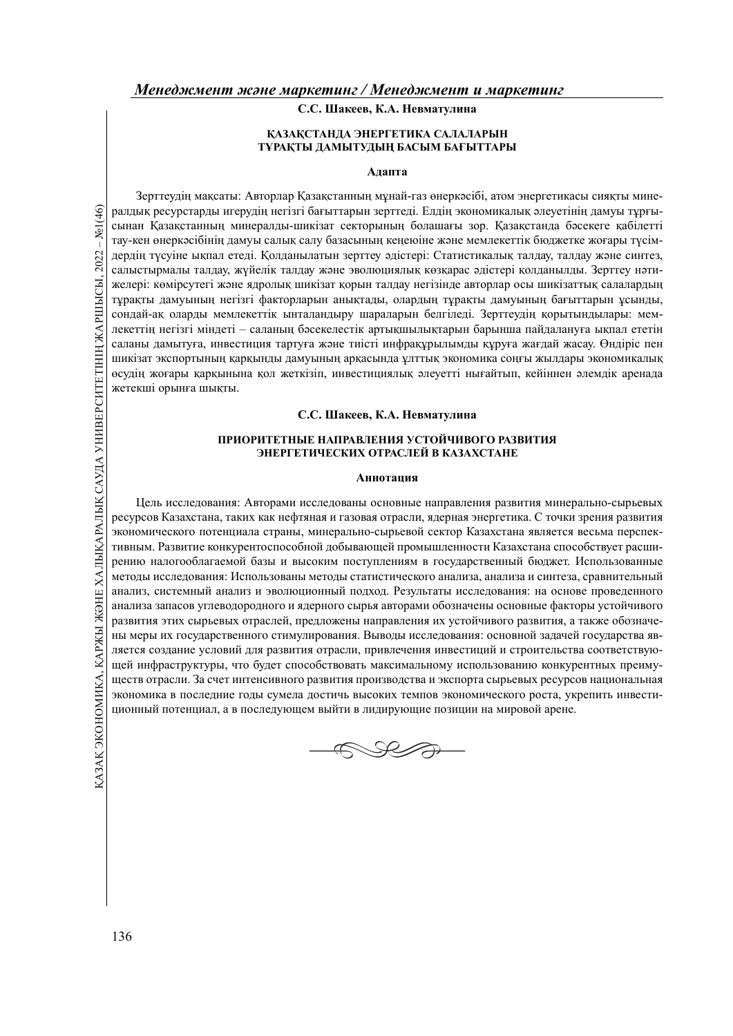С.С. Шакеев, К.А. Невматулина

## ҚАЗАҚСТАНДА ЭНЕРГЕТИКА САЛАЛАРЫН ТҰРАҚТЫ ДАМЫТУДЫҢ БАСЫМ БАҒЫТТАРЫ

### Аңдатпа

Зерттеудің мақсаты: Авторлар Қазақстанның мұнай-газ өнеркәсібі, атом энергетикасы сияқты минералдық ресурстарды игерудің негізгі бағыттарын зерттеді. Елдің экономикалық әлеуетінің дамуы тұрғысынан Қазақстанның минералды-шикізат секторының болашағы зор. Қазақстанда бәсекеге қабілетті тау-кен өнеркәсібінің дамуы салық салу базасының кеңеюіне және мемлекеттік бюджетке жоғары түсімдердің түсуіне ықпал етеді. Қолданылатын зерттеу әдістері: Статистикалық талдау, талдау және синтез, салыстырмалы талдау, жүйелік талдау және эволюциялық көзқарас әдістері қолданылды. Зерттеу нәтижелері: көмірсутегі және ядролық шикізат қорын талдау негізінде авторлар осы шикізаттық салалардың тұрақты дамуының негізгі факторларын анықтады, олардың тұрақты дамуының бағыттарын ұсынды, сондай-ақ оларды мемлекеттік ынталандыру шараларын белгіледі. Зерттеудің қорытындылары: мемлекеттің негізгі міндеті – саланың бәсекелестік артықшылықтарын барынша пайдалануға ықпал ететін саланы дамытуға, инвестиция тартуға және тиісті инфрақұрылымды құруға жағдай жасау. Өндіріс пен шикізат экспортының қарқынды дамуының арқасында ұлттық экономика соңғы жылдары экономикалық өсудің жоғары қарқынына қол жеткізіп, инвестициялық әлеуетті нығайтып, кейіннен әлемдік аренада жетекші орынға шықты.

С.С. Шакеев, К.А. Невматулина

## ПРИОРИТЕТНЫЕ НАПРАВЛЕНИЯ УСТОЙЧИВОГО РАЗВИТИЯ ЭНЕРГЕТИЧЕСКИХ ОТРАСЛЕЙ В КАЗАХСТАНЕ

### Аннотация

Цель исследования: Авторами исследованы основные направления развития минерально-сырьевых ресурсов Казахстана, таких как нефтяная и газовая отрасли, ядерная энергетика. С точки зрения развития экономического потенциала страны, минерально-сырьевой сектор Казахстана является весьма перспективным. Развитие конкурентоспособной добывающей промышленности Казахстана способствует расширению налогооблагаемой базы и высоким поступлениям в государственный бюджет. Использованные методы исследования: Использованы методы статистического анализа, анализа и синтеза, сравнительный анализ, системный анализ и эволюционный подход. Результаты исследования: на основе проведенного анализа запасов углеводородного и ядерного сырья авторами обозначены основные факторы устойчивого развития этих сырьевых отраслей, предложены направления их устойчивого развития, а также обозначены меры их государственного стимулирования. Выводы исследования: основной задачей государства является создание условий для развития отрасли, привлечения инвестиций и строительства соответствующей инфраструктуры, что будет способствовать максимальному использованию конкурентных преимуществ отрасли. За счет интенсивного развития производства и экспорта сырьевых ресурсов национальная экономика в последние годы сумела достичь высоких темпов экономического роста, укрепить инвестиционный потенциал, а в последующем выйти в лидирующие позиции на мировой арене.